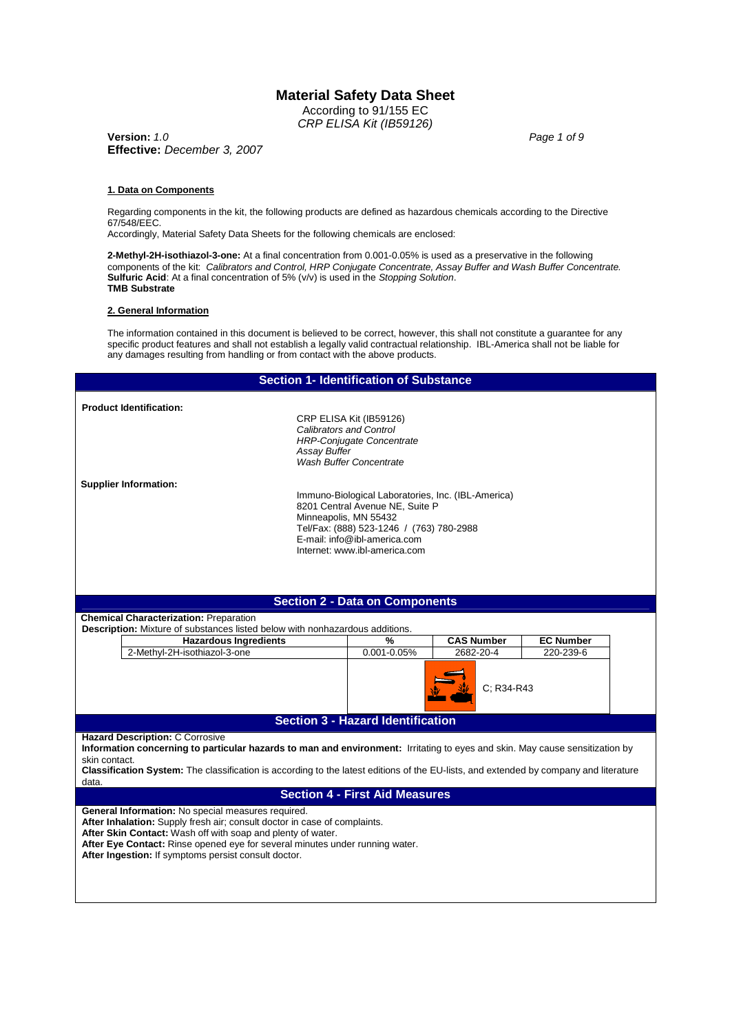# Material Safety Data Sheet

According to 91/155 EC

*CRP ELISA Kit (IB59126)*

**Version:** *1.0*
**Effective:** *December 3, 2007*

## 1. Data on Components

Regarding components in the kit, the following products are defined as hazardous chemicals according to the Directive 67/548/EEC.
Accordingly, Material Safety Data Sheets for the following chemicals are enclosed:

**2-Methyl-2H-isothiazol-3-one:** At a final concentration from 0.001-0.05% is used as a preservative in the following components of the kit: *Calibrators and Control, HRP Conjugate Concentrate, Assay Buffer and Wash Buffer Concentrate.*
**Sulfuric Acid**: At a final concentration of 5% (v/v) is used in the *Stopping Solution*.
**TMB Substrate**

## 2. General Information

The information contained in this document is believed to be correct, however, this shall not constitute a guarantee for any specific product features and shall not establish a legally valid contractual relationship. IBL-America shall not be liable for any damages resulting from handling or from contact with the above products.

## Section 1- Identification of Substance

**Product Identification:**

CRP ELISA Kit (IB59126)
*Calibrators and Control*
*HRP-Conjugate Concentrate*
*Assay Buffer*
*Wash Buffer Concentrate*

**Supplier Information:**

Immuno-Biological Laboratories, Inc. (IBL-America)
8201 Central Avenue NE, Suite P
Minneapolis, MN 55432
Tel/Fax: (888) 523-1246 / (763) 780-2988
E-mail: info@ibl-america.com
Internet: www.ibl-america.com

## Section 2 - Data on Components

**Chemical Characterization:** Preparation
**Description:** Mixture of substances listed below with nonhazardous additions.

| Hazardous Ingredients | % | CAS Number | EC Number |
|---|---|---|---|
| 2-Methyl-2H-isothiazol-3-one | 0.001-0.05% | 2682-20-4 | 220-239-6 |
| | | C; R34-R43 | |

## Section 3 - Hazard Identification

**Hazard Description:** C Corrosive
**Information concerning to particular hazards to man and environment:** Irritating to eyes and skin. May cause sensitization by skin contact.
**Classification System:** The classification is according to the latest editions of the EU-lists, and extended by company and literature data.

## Section 4 - First Aid Measures

**General Information:** No special measures required.
**After Inhalation:** Supply fresh air; consult doctor in case of complaints.
**After Skin Contact:** Wash off with soap and plenty of water.
**After Eye Contact:** Rinse opened eye for several minutes under running water.
**After Ingestion:** If symptoms persist consult doctor.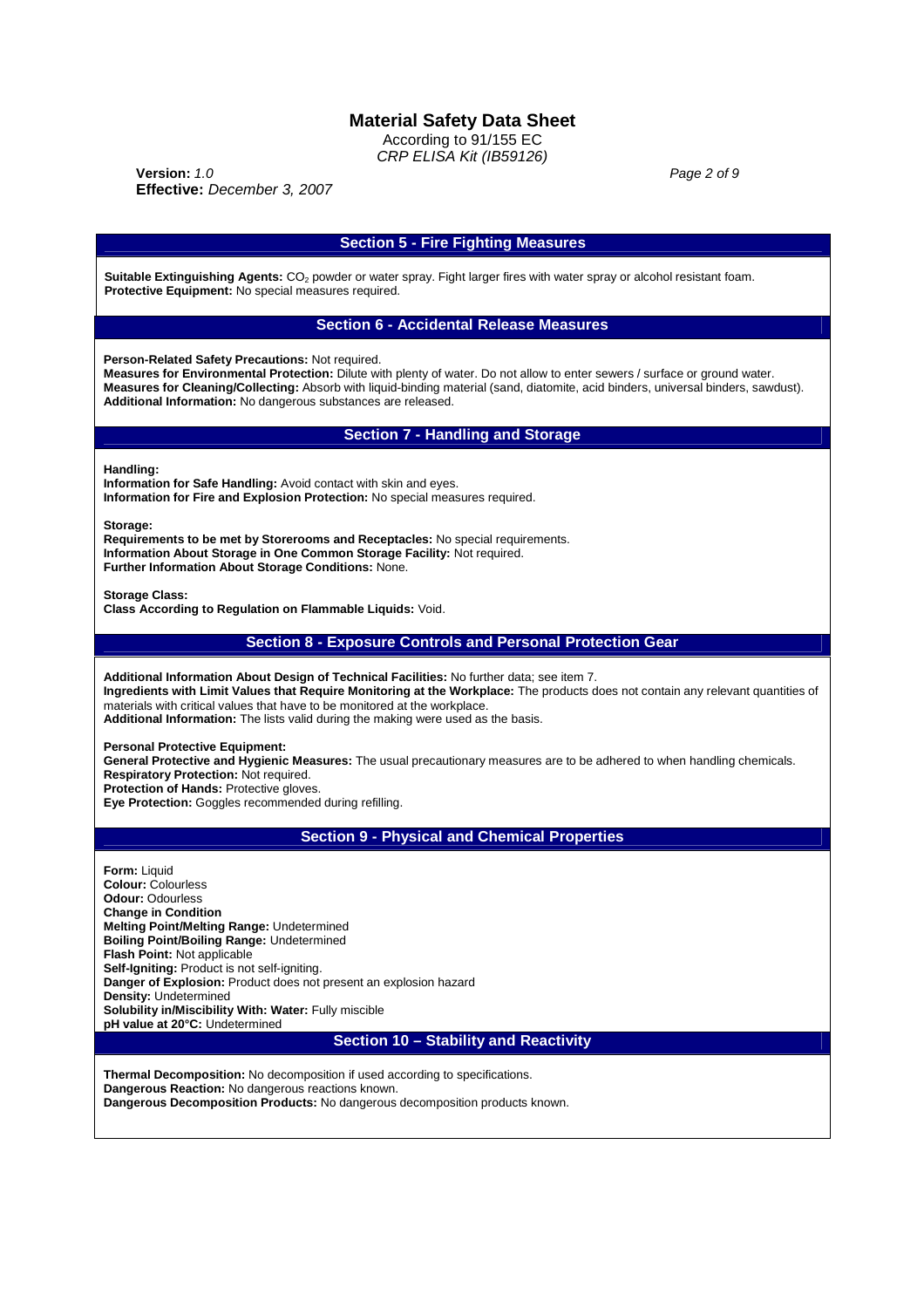## Section 5 - Fire Fighting Measures

**Suitable Extinguishing Agents:** $CO_2$ powder or water spray. Fight larger fires with water spray or alcohol resistant foam.
**Protective Equipment:** No special measures required.

## Section 6 - Accidental Release Measures

**Person-Related Safety Precautions:** Not required.
**Measures for Environmental Protection:** Dilute with plenty of water. Do not allow to enter sewers / surface or ground water.
**Measures for Cleaning/Collecting:** Absorb with liquid-binding material (sand, diatomite, acid binders, universal binders, sawdust).
**Additional Information:** No dangerous substances are released.

## Section 7 - Handling and Storage

**Handling:**
**Information for Safe Handling:** Avoid contact with skin and eyes.
**Information for Fire and Explosion Protection:** No special measures required.

**Storage:**
**Requirements to be met by Storerooms and Receptacles:** No special requirements.
**Information About Storage in One Common Storage Facility:** Not required.
**Further Information About Storage Conditions:** None.

**Storage Class:**
**Class According to Regulation on Flammable Liquids:** Void.

## Section 8 - Exposure Controls and Personal Protection Gear

**Additional Information About Design of Technical Facilities:** No further data; see item 7.
**Ingredients with Limit Values that Require Monitoring at the Workplace:** The products does not contain any relevant quantities of materials with critical values that have to be monitored at the workplace.
**Additional Information:** The lists valid during the making were used as the basis.

**Personal Protective Equipment:**
**General Protective and Hygienic Measures:** The usual precautionary measures are to be adhered to when handling chemicals.
**Respiratory Protection:** Not required.
**Protection of Hands:** Protective gloves.
**Eye Protection:** Goggles recommended during refilling.

## Section 9 - Physical and Chemical Properties

**Form:** Liquid
**Colour:** Colourless
**Odour:** Odourless
**Change in Condition**
**Melting Point/Melting Range:** Undetermined
**Boiling Point/Boiling Range:** Undetermined
**Flash Point:** Not applicable
**Self-Igniting:** Product is not self-igniting.
**Danger of Explosion:** Product does not present an explosion hazard
**Density:** Undetermined
**Solubility in/Miscibility With: Water:** Fully miscible
**pH value at 20°C:** Undetermined

## Section 10 – Stability and Reactivity

**Thermal Decomposition:** No decomposition if used according to specifications.
**Dangerous Reaction:** No dangerous reactions known.
**Dangerous Decomposition Products:** No dangerous decomposition products known.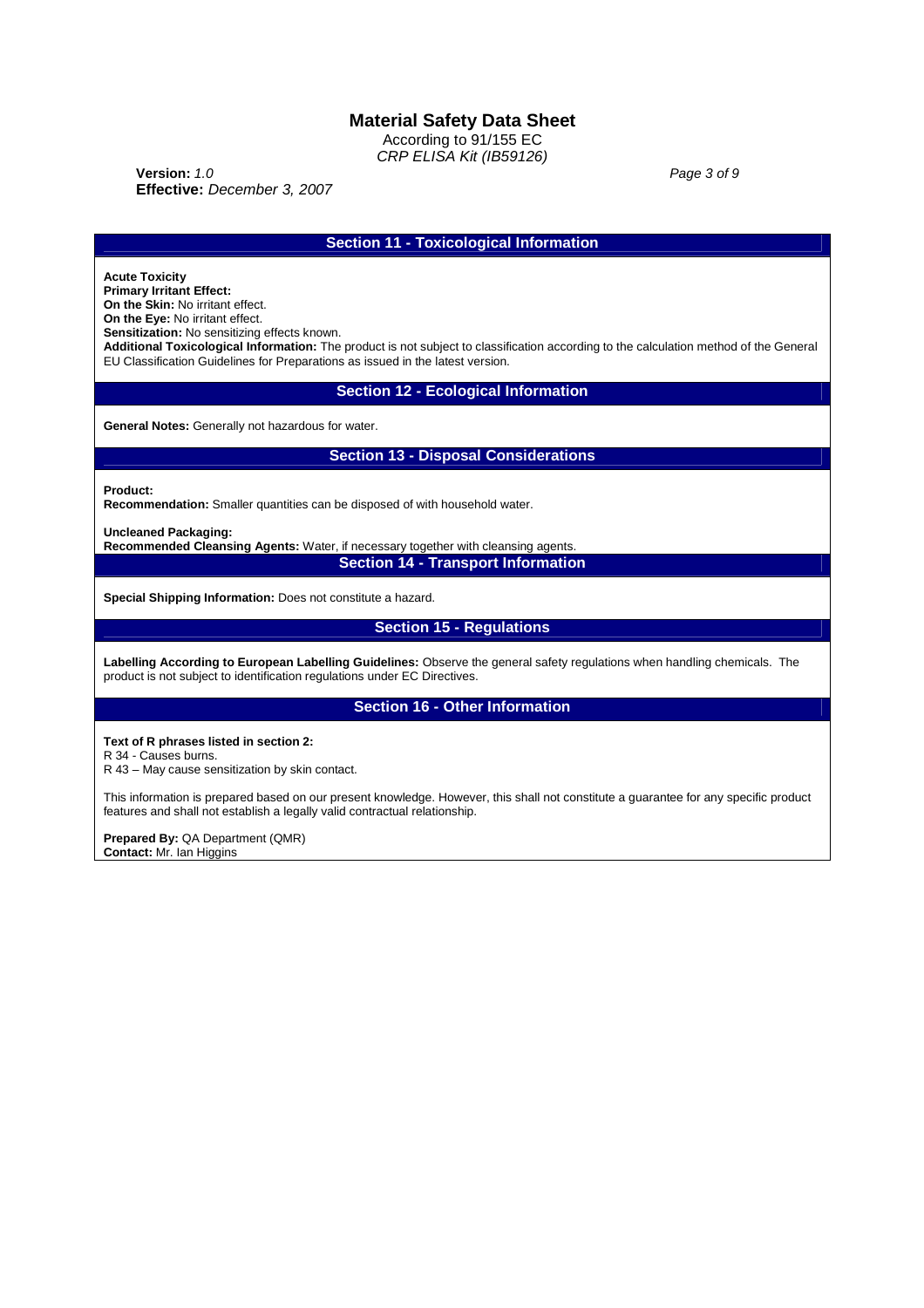## Section 11 - Toxicological Information

**Acute Toxicity**
**Primary Irritant Effect:**
**On the Skin:** No irritant effect.
**On the Eye:** No irritant effect.
**Sensitization:** No sensitizing effects known.
**Additional Toxicological Information:** The product is not subject to classification according to the calculation method of the General EU Classification Guidelines for Preparations as issued in the latest version.

## Section 12 - Ecological Information

**General Notes:** Generally not hazardous for water.

## Section 13 - Disposal Considerations

**Product:**
**Recommendation:** Smaller quantities can be disposed of with household water.

**Uncleaned Packaging:**
**Recommended Cleansing Agents:** Water, if necessary together with cleansing agents.

## Section 14 - Transport Information

**Special Shipping Information:** Does not constitute a hazard.

## Section 15 - Regulations

**Labelling According to European Labelling Guidelines:** Observe the general safety regulations when handling chemicals. The product is not subject to identification regulations under EC Directives.

## Section 16 - Other Information

**Text of R phrases listed in section 2:**
R 34 - Causes burns.
R 43 – May cause sensitization by skin contact.

This information is prepared based on our present knowledge. However, this shall not constitute a guarantee for any specific product features and shall not establish a legally valid contractual relationship.

**Prepared By:** QA Department (QMR)
**Contact:** Mr. Ian Higgins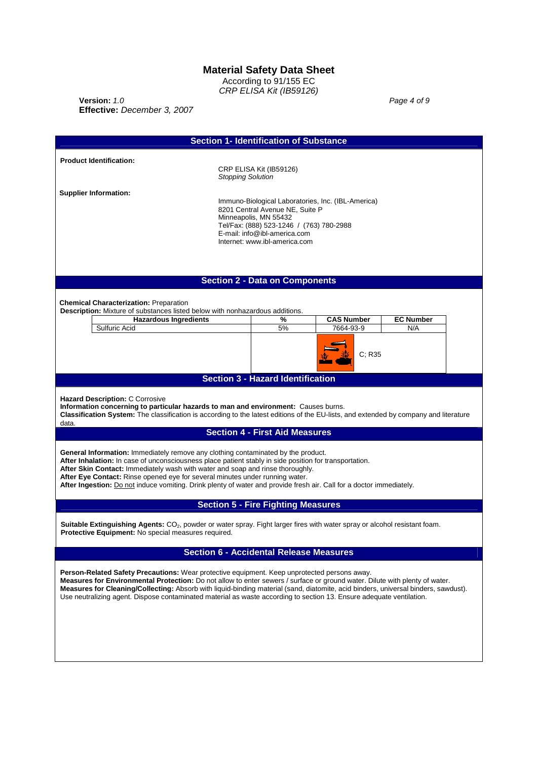# Material Safety Data Sheet

According to 91/155 EC
*CRP ELISA Kit (IB59126)*

**Version:** *1.0*
**Effective:** *December 3, 2007*

## Section 1- Identification of Substance

**Product Identification:**

CRP ELISA Kit (IB59126)
*Stopping Solution*

**Supplier Information:**

Immuno-Biological Laboratories, Inc. (IBL-America)
8201 Central Avenue NE, Suite P
Minneapolis, MN 55432
Tel/Fax: (888) 523-1246 / (763) 780-2988
E-mail: info@ibl-america.com
Internet: www.ibl-america.com

## Section 2 - Data on Components

**Chemical Characterization:** Preparation
**Description:** Mixture of substances listed below with nonhazardous additions.

| Hazardous Ingredients | % | CAS Number | EC Number |
|---|---|---|---|
| Sulfuric Acid | 5% | 7664-93-9 | N/A |
| | | C; R35 | |

## Section 3 - Hazard Identification

**Hazard Description:** C Corrosive
**Information concerning to particular hazards to man and environment:** Causes burns.
**Classification System:** The classification is according to the latest editions of the EU-lists, and extended by company and literature data.

## Section 4 - First Aid Measures

**General Information:** Immediately remove any clothing contaminated by the product.
**After Inhalation:** In case of unconsciousness place patient stably in side position for transportation.
**After Skin Contact:** Immediately wash with water and soap and rinse thoroughly.
**After Eye Contact:** Rinse opened eye for several minutes under running water.
**After Ingestion:** Do not induce vomiting. Drink plenty of water and provide fresh air. Call for a doctor immediately.

## Section 5 - Fire Fighting Measures

**Suitable Extinguishing Agents:** $CO_2$, powder or water spray. Fight larger fires with water spray or alcohol resistant foam.
**Protective Equipment:** No special measures required.

## Section 6 - Accidental Release Measures

**Person-Related Safety Precautions:** Wear protective equipment. Keep unprotected persons away.
**Measures for Environmental Protection:** Do not allow to enter sewers / surface or ground water. Dilute with plenty of water.
**Measures for Cleaning/Collecting:** Absorb with liquid-binding material (sand, diatomite, acid binders, universal binders, sawdust). Use neutralizing agent. Dispose contaminated material as waste according to section 13. Ensure adequate ventilation.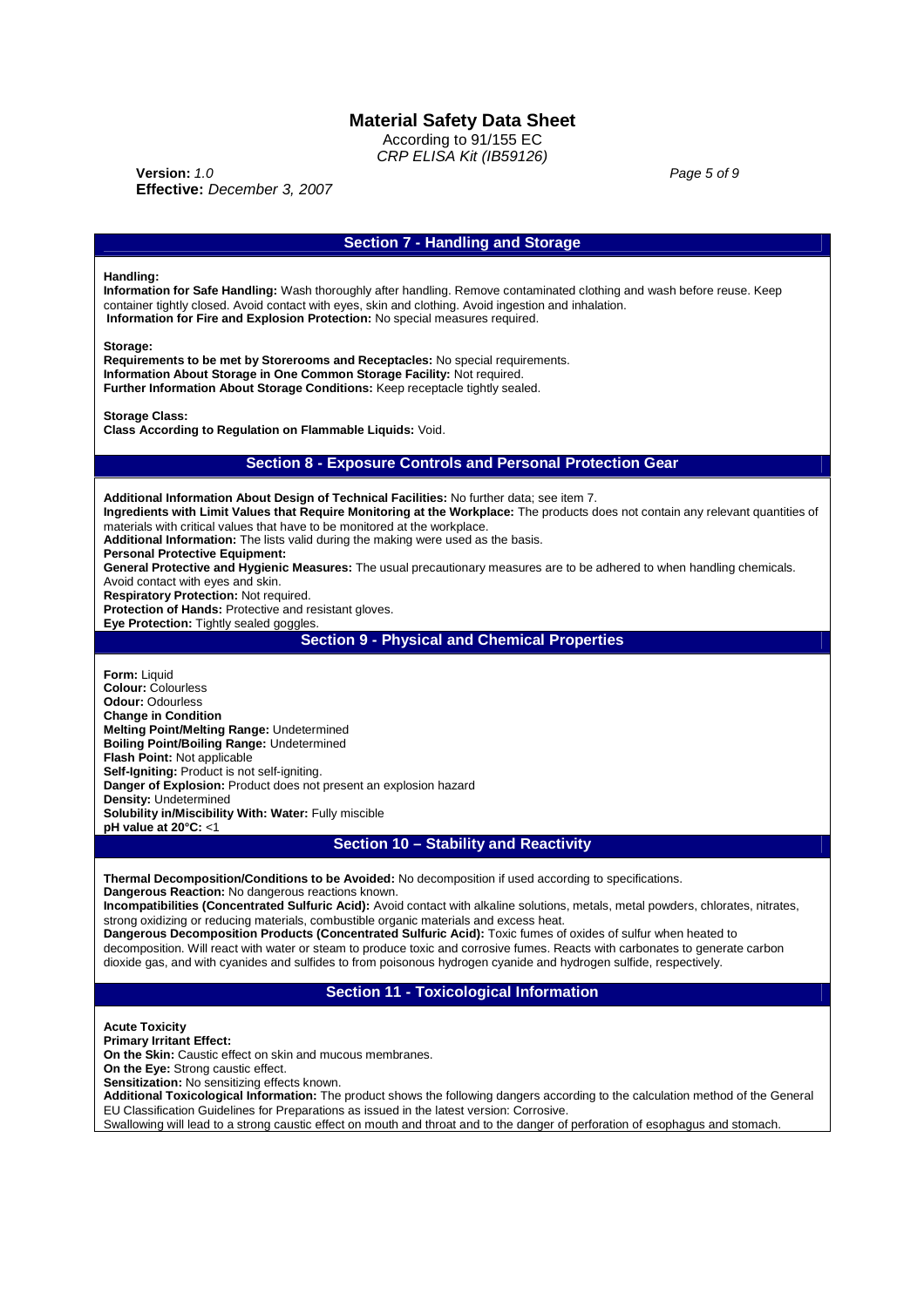## Section 7 - Handling and Storage

**Handling:**
**Information for Safe Handling:** Wash thoroughly after handling. Remove contaminated clothing and wash before reuse. Keep container tightly closed. Avoid contact with eyes, skin and clothing. Avoid ingestion and inhalation.
**Information for Fire and Explosion Protection:** No special measures required.

**Storage:**
**Requirements to be met by Storerooms and Receptacles:** No special requirements.
**Information About Storage in One Common Storage Facility:** Not required.
**Further Information About Storage Conditions:** Keep receptacle tightly sealed.

**Storage Class:**
**Class According to Regulation on Flammable Liquids:** Void.

## Section 8 - Exposure Controls and Personal Protection Gear

**Additional Information About Design of Technical Facilities:** No further data; see item 7.
**Ingredients with Limit Values that Require Monitoring at the Workplace:** The products does not contain any relevant quantities of materials with critical values that have to be monitored at the workplace.
**Additional Information:** The lists valid during the making were used as the basis.
**Personal Protective Equipment:**
**General Protective and Hygienic Measures:** The usual precautionary measures are to be adhered to when handling chemicals. Avoid contact with eyes and skin.
**Respiratory Protection:** Not required.
**Protection of Hands:** Protective and resistant gloves.
**Eye Protection:** Tightly sealed goggles.

## Section 9 - Physical and Chemical Properties

**Form:** Liquid
**Colour:** Colourless
**Odour:** Odourless
**Change in Condition**
**Melting Point/Melting Range:** Undetermined
**Boiling Point/Boiling Range:** Undetermined
**Flash Point:** Not applicable
**Self-Igniting:** Product is not self-igniting.
**Danger of Explosion:** Product does not present an explosion hazard
**Density:** Undetermined
**Solubility in/Miscibility With: Water:** Fully miscible
**pH value at 20°C:** <1

## Section 10 – Stability and Reactivity

**Thermal Decomposition/Conditions to be Avoided:** No decomposition if used according to specifications.
**Dangerous Reaction:** No dangerous reactions known.
**Incompatibilities (Concentrated Sulfuric Acid):** Avoid contact with alkaline solutions, metals, metal powders, chlorates, nitrates, strong oxidizing or reducing materials, combustible organic materials and excess heat.
**Dangerous Decomposition Products (Concentrated Sulfuric Acid):** Toxic fumes of oxides of sulfur when heated to decomposition. Will react with water or steam to produce toxic and corrosive fumes. Reacts with carbonates to generate carbon dioxide gas, and with cyanides and sulfides to from poisonous hydrogen cyanide and hydrogen sulfide, respectively.

## Section 11 - Toxicological Information

**Acute Toxicity**
**Primary Irritant Effect:**
**On the Skin:** Caustic effect on skin and mucous membranes.
**On the Eye:** Strong caustic effect.
**Sensitization:** No sensitizing effects known.
**Additional Toxicological Information:** The product shows the following dangers according to the calculation method of the General EU Classification Guidelines for Preparations as issued in the latest version: Corrosive.
Swallowing will lead to a strong caustic effect on mouth and throat and to the danger of perforation of esophagus and stomach.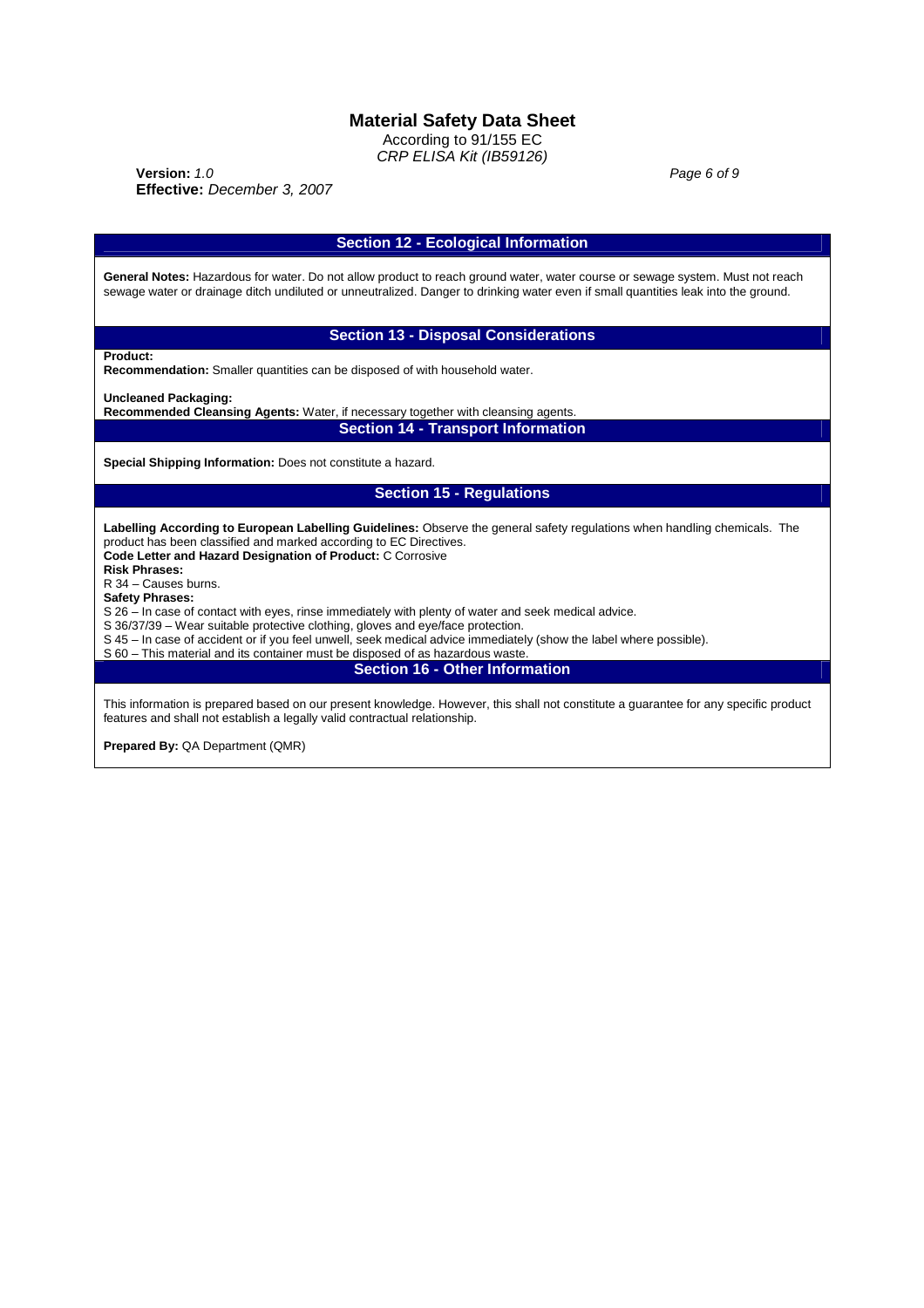## Section 12 - Ecological Information

**General Notes:** Hazardous for water. Do not allow product to reach ground water, water course or sewage system. Must not reach sewage water or drainage ditch undiluted or unneutralized. Danger to drinking water even if small quantities leak into the ground.

## Section 13 - Disposal Considerations

**Product:**
**Recommendation:** Smaller quantities can be disposed of with household water.

**Uncleaned Packaging:**
**Recommended Cleansing Agents:** Water, if necessary together with cleansing agents.

## Section 14 - Transport Information

**Special Shipping Information:** Does not constitute a hazard.

## Section 15 - Regulations

**Labelling According to European Labelling Guidelines:** Observe the general safety regulations when handling chemicals. The product has been classified and marked according to EC Directives.
**Code Letter and Hazard Designation of Product:** C Corrosive
**Risk Phrases:**
R 34 – Causes burns.
**Safety Phrases:**
S 26 – In case of contact with eyes, rinse immediately with plenty of water and seek medical advice.
S 36/37/39 – Wear suitable protective clothing, gloves and eye/face protection.
S 45 – In case of accident or if you feel unwell, seek medical advice immediately (show the label where possible).
S 60 – This material and its container must be disposed of as hazardous waste.

## Section 16 - Other Information

This information is prepared based on our present knowledge. However, this shall not constitute a guarantee for any specific product features and shall not establish a legally valid contractual relationship.

**Prepared By:** QA Department (QMR)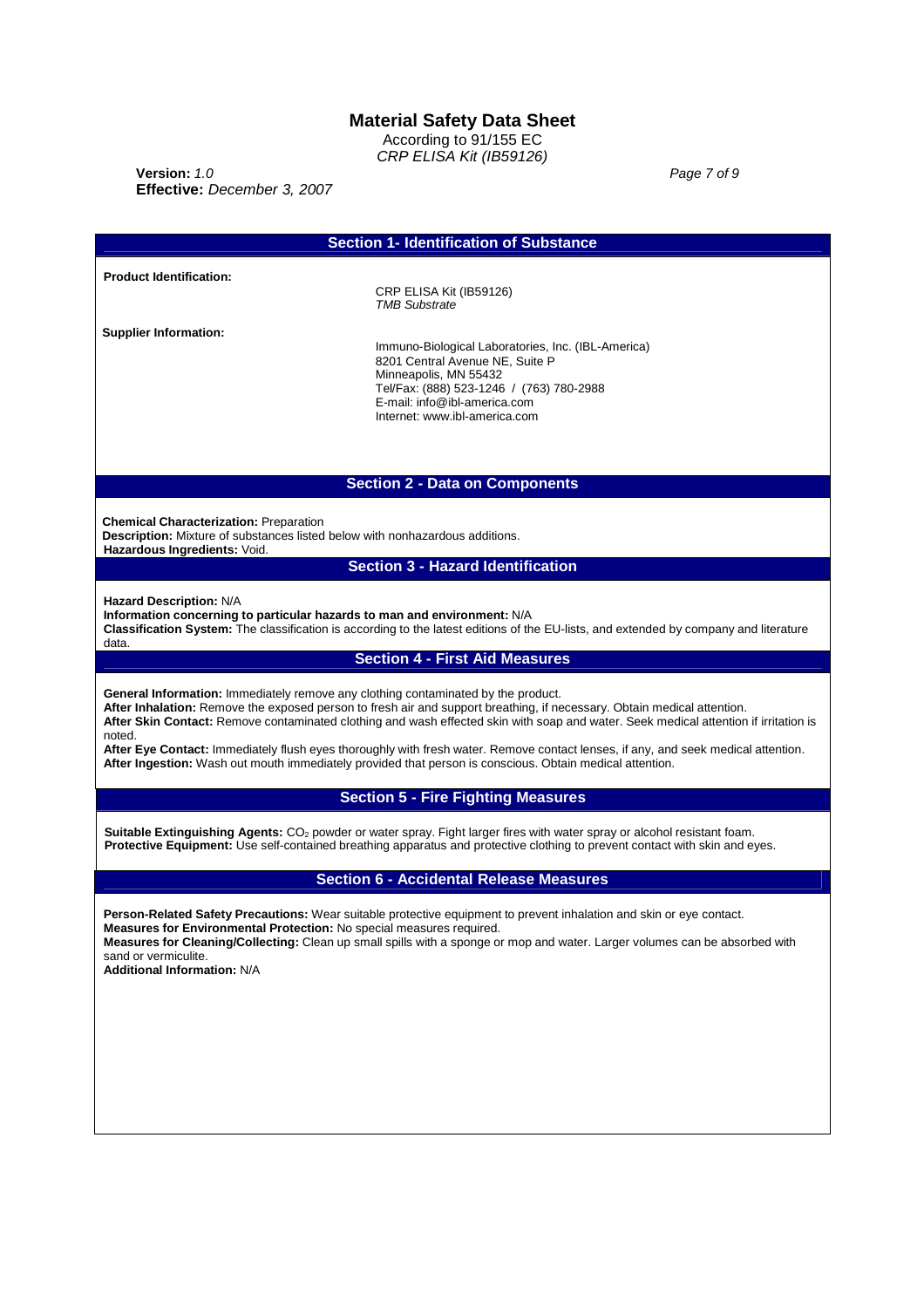# Material Safety Data Sheet

According to 91/155 EC

*CRP ELISA Kit (IB59126)*

**Version:** *1.0*

**Effective:** *December 3, 2007*

## Section 1- Identification of Substance

**Product Identification:**

CRP ELISA Kit (IB59126)
*TMB Substrate*

**Supplier Information:**

Immuno-Biological Laboratories, Inc. (IBL-America)
8201 Central Avenue NE, Suite P
Minneapolis, MN 55432
Tel/Fax: (888) 523-1246 / (763) 780-2988
E-mail: info@ibl-america.com
Internet: www.ibl-america.com

## Section 2 - Data on Components

**Chemical Characterization:** Preparation
**Description:** Mixture of substances listed below with nonhazardous additions.
**Hazardous Ingredients:** Void.

## Section 3 - Hazard Identification

**Hazard Description:** N/A
**Information concerning to particular hazards to man and environment:** N/A
**Classification System:** The classification is according to the latest editions of the EU-lists, and extended by company and literature data.

## Section 4 - First Aid Measures

**General Information:** Immediately remove any clothing contaminated by the product.
**After Inhalation:** Remove the exposed person to fresh air and support breathing, if necessary. Obtain medical attention.
**After Skin Contact:** Remove contaminated clothing and wash effected skin with soap and water. Seek medical attention if irritation is noted.
**After Eye Contact:** Immediately flush eyes thoroughly with fresh water. Remove contact lenses, if any, and seek medical attention.
**After Ingestion:** Wash out mouth immediately provided that person is conscious. Obtain medical attention.

## Section 5 - Fire Fighting Measures

**Suitable Extinguishing Agents:** $CO_2$ powder or water spray. Fight larger fires with water spray or alcohol resistant foam.
**Protective Equipment:** Use self-contained breathing apparatus and protective clothing to prevent contact with skin and eyes.

## Section 6 - Accidental Release Measures

**Person-Related Safety Precautions:** Wear suitable protective equipment to prevent inhalation and skin or eye contact.
**Measures for Environmental Protection:** No special measures required.
**Measures for Cleaning/Collecting:** Clean up small spills with a sponge or mop and water. Larger volumes can be absorbed with sand or vermiculite.
**Additional Information:** N/A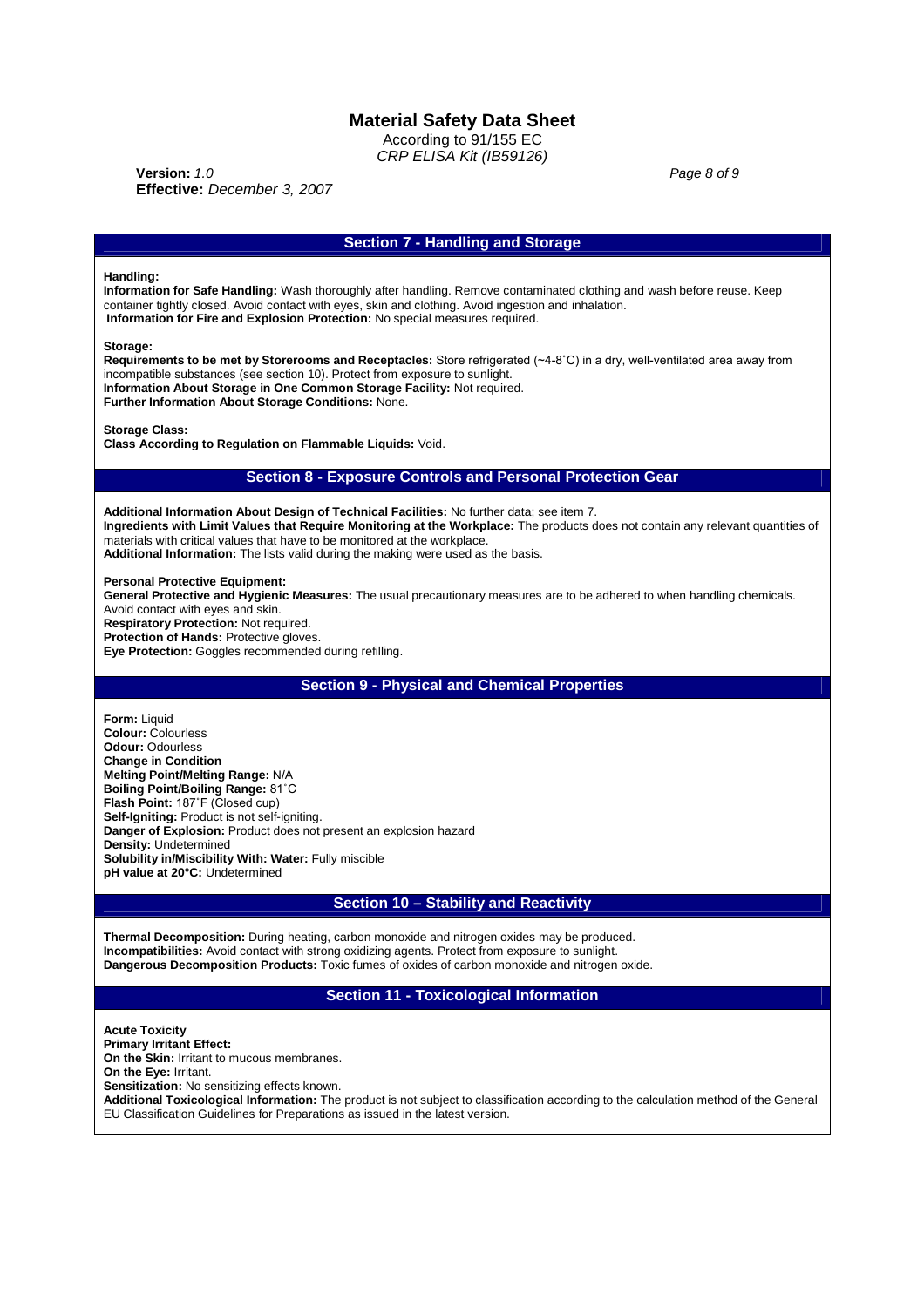## Section 7 - Handling and Storage

**Handling:**
**Information for Safe Handling:** Wash thoroughly after handling. Remove contaminated clothing and wash before reuse. Keep container tightly closed. Avoid contact with eyes, skin and clothing. Avoid ingestion and inhalation.
**Information for Fire and Explosion Protection:** No special measures required.

**Storage:**
**Requirements to be met by Storerooms and Receptacles:** Store refrigerated (~4-8˚C) in a dry, well-ventilated area away from incompatible substances (see section 10). Protect from exposure to sunlight.
**Information About Storage in One Common Storage Facility:** Not required.
**Further Information About Storage Conditions:** None.

**Storage Class:**
**Class According to Regulation on Flammable Liquids:** Void.

## Section 8 - Exposure Controls and Personal Protection Gear

**Additional Information About Design of Technical Facilities:** No further data; see item 7.
**Ingredients with Limit Values that Require Monitoring at the Workplace:** The products does not contain any relevant quantities of materials with critical values that have to be monitored at the workplace.
**Additional Information:** The lists valid during the making were used as the basis.

**Personal Protective Equipment:**
**General Protective and Hygienic Measures:** The usual precautionary measures are to be adhered to when handling chemicals. Avoid contact with eyes and skin.
**Respiratory Protection:** Not required.
**Protection of Hands:** Protective gloves.
**Eye Protection:** Goggles recommended during refilling.

## Section 9 - Physical and Chemical Properties

**Form:** Liquid
**Colour:** Colourless
**Odour:** Odourless
**Change in Condition**
**Melting Point/Melting Range:** N/A
**Boiling Point/Boiling Range:** 81˚C
**Flash Point:** 187˚F (Closed cup)
**Self-Igniting:** Product is not self-igniting.
**Danger of Explosion:** Product does not present an explosion hazard
**Density:** Undetermined
**Solubility in/Miscibility With: Water:** Fully miscible
**pH value at 20°C:** Undetermined

## Section 10 – Stability and Reactivity

**Thermal Decomposition:** During heating, carbon monoxide and nitrogen oxides may be produced.
**Incompatibilities:** Avoid contact with strong oxidizing agents. Protect from exposure to sunlight.
**Dangerous Decomposition Products:** Toxic fumes of oxides of carbon monoxide and nitrogen oxide.

## Section 11 - Toxicological Information

**Acute Toxicity**
**Primary Irritant Effect:**
**On the Skin:** Irritant to mucous membranes.
**On the Eye:** Irritant.
**Sensitization:** No sensitizing effects known.
**Additional Toxicological Information:** The product is not subject to classification according to the calculation method of the General EU Classification Guidelines for Preparations as issued in the latest version.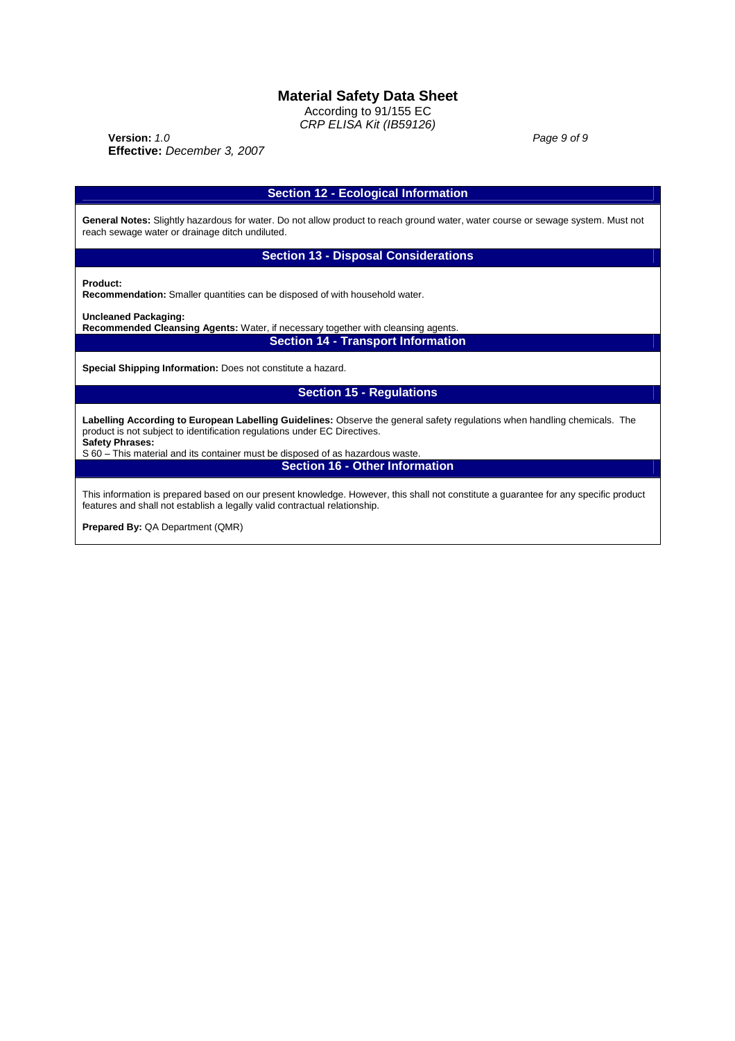## Section 12 - Ecological Information

**General Notes:** Slightly hazardous for water. Do not allow product to reach ground water, water course or sewage system. Must not reach sewage water or drainage ditch undiluted.

## Section 13 - Disposal Considerations

**Product:**
**Recommendation:** Smaller quantities can be disposed of with household water.

**Uncleaned Packaging:**
**Recommended Cleansing Agents:** Water, if necessary together with cleansing agents.

## Section 14 - Transport Information

**Special Shipping Information:** Does not constitute a hazard.

## Section 15 - Regulations

**Labelling According to European Labelling Guidelines:** Observe the general safety regulations when handling chemicals. The product is not subject to identification regulations under EC Directives.
**Safety Phrases:**
S 60 – This material and its container must be disposed of as hazardous waste.

## Section 16 - Other Information

This information is prepared based on our present knowledge. However, this shall not constitute a guarantee for any specific product features and shall not establish a legally valid contractual relationship.

**Prepared By:** QA Department (QMR)